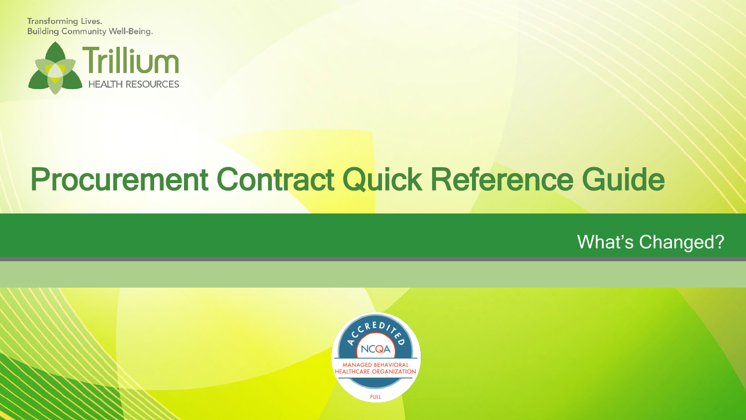Transforming Lives.
Building Community Well-Being.

Trillium
HEALTH RESOURCES

# Procurement Contract Quick Reference Guide

## What's Changed?

ACCREDITED
NCQA
MANAGED BEHAVIORAL HEALTHCARE ORGANIZATION
FULL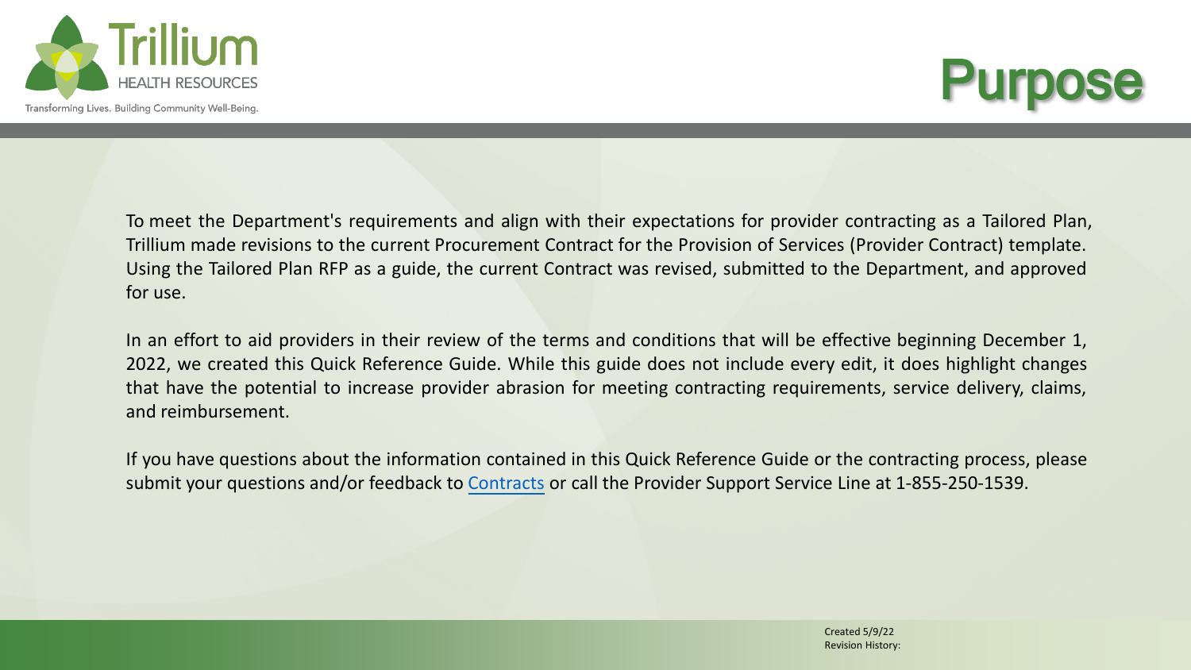# Purpose

To meet the Department's requirements and align with their expectations for provider contracting as a Tailored Plan, Trillium made revisions to the current Procurement Contract for the Provision of Services (Provider Contract) template. Using the Tailored Plan RFP as a guide, the current Contract was revised, submitted to the Department, and approved for use.

In an effort to aid providers in their review of the terms and conditions that will be effective beginning December 1, 2022, we created this Quick Reference Guide. While this guide does not include every edit, it does highlight changes that have the potential to increase provider abrasion for meeting contracting requirements, service delivery, claims, and reimbursement.

If you have questions about the information contained in this Quick Reference Guide or the contracting process, please submit your questions and/or feedback to Contracts or call the Provider Support Service Line at 1-855-250-1539.

Created 5/9/22
Revision History: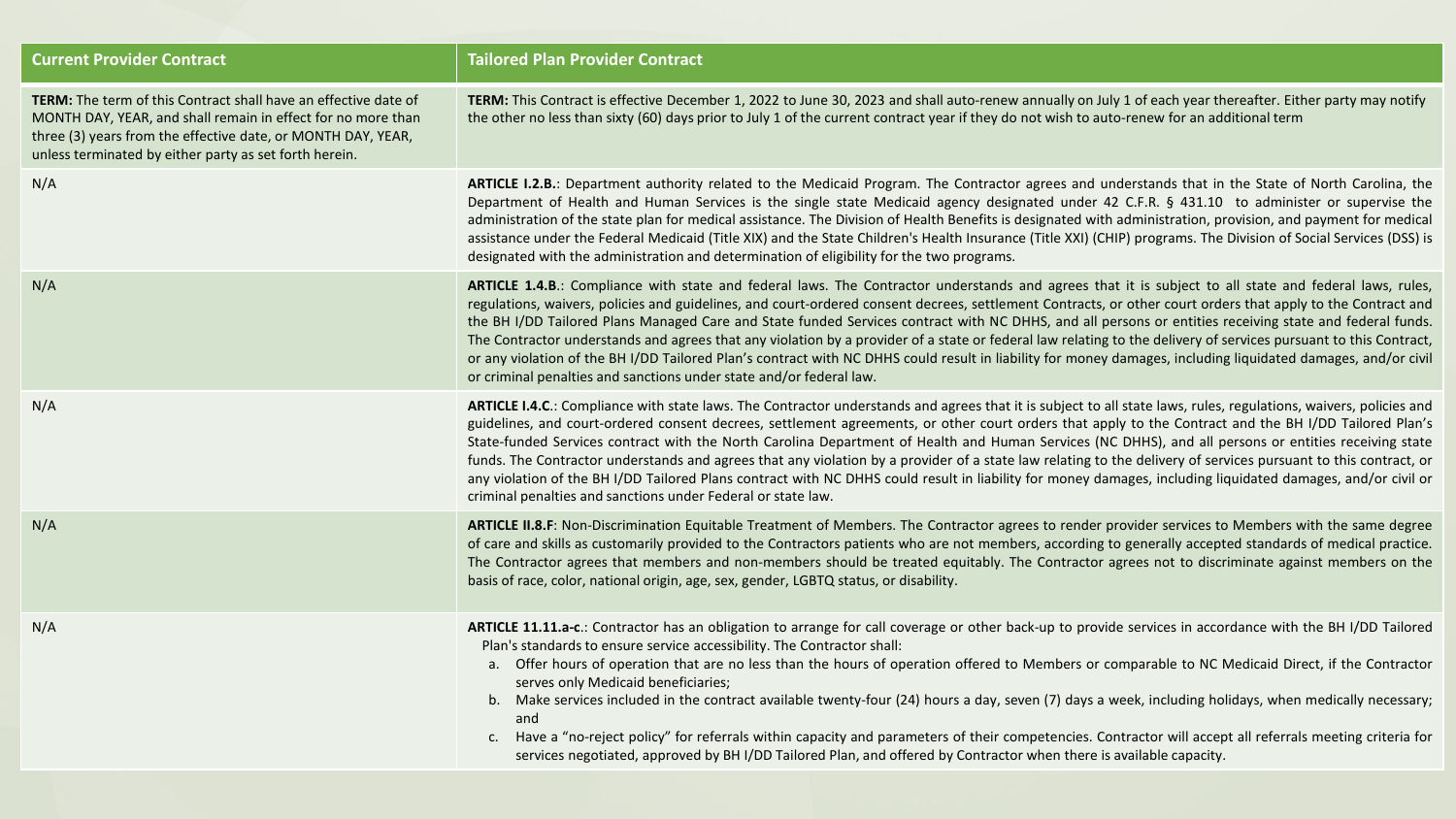| Current Provider Contract | Tailored Plan Provider Contract |
|---|---|
| **TERM:** The term of this Contract shall have an effective date of MONTH DAY, YEAR, and shall remain in effect for no more than three (3) years from the effective date, or MONTH DAY, YEAR, unless terminated by either party as set forth herein. | **TERM:** This Contract is effective December 1, 2022 to June 30, 2023 and shall auto-renew annually on July 1 of each year thereafter. Either party may notify the other no less than sixty (60) days prior to July 1 of the current contract year if they do not wish to auto-renew for an additional term |
| N/A | **ARTICLE I.2.B.**: Department authority related to the Medicaid Program. The Contractor agrees and understands that in the State of North Carolina, the Department of Health and Human Services is the single state Medicaid agency designated under 42 C.F.R. § 431.10 to administer or supervise the administration of the state plan for medical assistance. The Division of Health Benefits is designated with administration, provision, and payment for medical assistance under the Federal Medicaid (Title XIX) and the State Children's Health Insurance (Title XXI) (CHIP) programs. The Division of Social Services (DSS) is designated with the administration and determination of eligibility for the two programs. |
| N/A | **ARTICLE 1.4.B**: Compliance with state and federal laws. The Contractor understands and agrees that it is subject to all state and federal laws, rules, regulations, waivers, policies and guidelines, and court-ordered consent decrees, settlement Contracts, or other court orders that apply to the Contract and the BH I/DD Tailored Plans Managed Care and State funded Services contract with NC DHHS, and all persons or entities receiving state and federal funds. The Contractor understands and agrees that any violation by a provider of a state or federal law relating to the delivery of services pursuant to this Contract, or any violation of the BH I/DD Tailored Plan's contract with NC DHHS could result in liability for money damages, including liquidated damages, and/or civil or criminal penalties and sanctions under state and/or federal law. |
| N/A | **ARTICLE I.4.C**: Compliance with state laws. The Contractor understands and agrees that it is subject to all state laws, rules, regulations, waivers, policies and guidelines, and court-ordered consent decrees, settlement agreements, or other court orders that apply to the Contract and the BH I/DD Tailored Plan's State-funded Services contract with the North Carolina Department of Health and Human Services (NC DHHS), and all persons or entities receiving state funds. The Contractor understands and agrees that any violation by a provider of a state law relating to the delivery of services pursuant to this contract, or any violation of the BH I/DD Tailored Plans contract with NC DHHS could result in liability for money damages, including liquidated damages, and/or civil or criminal penalties and sanctions under Federal or state law. |
| N/A | **ARTICLE II.8.F**: Non-Discrimination Equitable Treatment of Members. The Contractor agrees to render provider services to Members with the same degree of care and skills as customarily provided to the Contractors patients who are not members, according to generally accepted standards of medical practice. The Contractor agrees that members and non-members should be treated equitably. The Contractor agrees not to discriminate against members on the basis of race, color, national origin, age, sex, gender, LGBTQ status, or disability. |
| N/A | **ARTICLE 11.11.a-c**: Contractor has an obligation to arrange for call coverage or other back-up to provide services in accordance with the BH I/DD Tailored Plan's standards to ensure service accessibility. The Contractor shall: <br>a. Offer hours of operation that are no less than the hours of operation offered to Members or comparable to NC Medicaid Direct, if the Contractor serves only Medicaid beneficiaries; <br>b. Make services included in the contract available twenty-four (24) hours a day, seven (7) days a week, including holidays, when medically necessary; and <br>c. Have a "no-reject policy" for referrals within capacity and parameters of their competencies. Contractor will accept all referrals meeting criteria for services negotiated, approved by BH I/DD Tailored Plan, and offered by Contractor when there is available capacity. |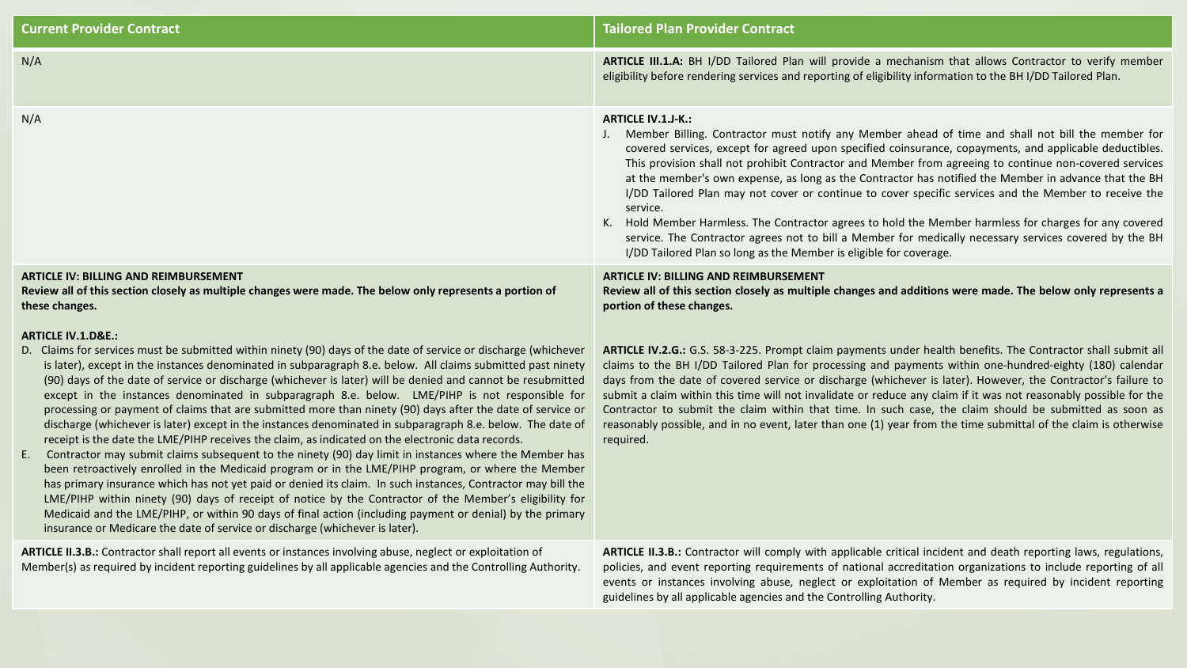| Current Provider Contract | Tailored Plan Provider Contract |
|---|---|
| N/A | **ARTICLE III.1.A:** BH I/DD Tailored Plan will provide a mechanism that allows Contractor to verify member eligibility before rendering services and reporting of eligibility information to the BH I/DD Tailored Plan. |
| N/A | **ARTICLE IV.1.J-K.:**<br>J. Member Billing. Contractor must notify any Member ahead of time and shall not bill the member for covered services, except for agreed upon specified coinsurance, copayments, and applicable deductibles. This provision shall not prohibit Contractor and Member from agreeing to continue non-covered services at the member's own expense, as long as the Contractor has notified the Member in advance that the BH I/DD Tailored Plan may not cover or continue to cover specific services and the Member to receive the service.<br>K. Hold Member Harmless. The Contractor agrees to hold the Member harmless for charges for any covered service. The Contractor agrees not to bill a Member for medically necessary services covered by the BH I/DD Tailored Plan so long as the Member is eligible for coverage. |
| **ARTICLE IV: BILLING AND REIMBURSEMENT**<br>**Review all of this section closely as multiple changes were made. The below only represents a portion of these changes.**<br><br>**ARTICLE IV.1.D&E.:**<br>D. Claims for services must be submitted within ninety (90) days of the date of service or discharge (whichever is later), except in the instances denominated in subparagraph 8.e. below. All claims submitted past ninety (90) days of the date of service or discharge (whichever is later) will be denied and cannot be resubmitted except in the instances denominated in subparagraph 8.e. below. LME/PIHP is not responsible for processing or payment of claims that are submitted more than ninety (90) days after the date of service or discharge (whichever is later) except in the instances denominated in subparagraph 8.e. below. The date of receipt is the date the LME/PIHP receives the claim, as indicated on the electronic data records.<br>E. Contractor may submit claims subsequent to the ninety (90) day limit in instances where the Member has been retroactively enrolled in the Medicaid program or in the LME/PIHP program, or where the Member has primary insurance which has not yet paid or denied its claim. In such instances, Contractor may bill the LME/PIHP within ninety (90) days of receipt of notice by the Contractor of the Member's eligibility for Medicaid and the LME/PIHP, or within 90 days of final action (including payment or denial) by the primary insurance or Medicare the date of service or discharge (whichever is later). | **ARTICLE IV: BILLING AND REIMBURSEMENT**<br>**Review all of this section closely as multiple changes and additions were made. The below only represents a portion of these changes.**<br><br>**ARTICLE IV.2.G.:** G.S. 58-3-225. Prompt claim payments under health benefits. The Contractor shall submit all claims to the BH I/DD Tailored Plan for processing and payments within one-hundred-eighty (180) calendar days from the date of covered service or discharge (whichever is later). However, the Contractor's failure to submit a claim within this time will not invalidate or reduce any claim if it was not reasonably possible for the Contractor to submit the claim within that time. In such case, the claim should be submitted as soon as reasonably possible, and in no event, later than one (1) year from the time submittal of the claim is otherwise required. |
| **ARTICLE II.3.B.:** Contractor shall report all events or instances involving abuse, neglect or exploitation of Member(s) as required by incident reporting guidelines by all applicable agencies and the Controlling Authority. | **ARTICLE II.3.B.:** Contractor will comply with applicable critical incident and death reporting laws, regulations, policies, and event reporting requirements of national accreditation organizations to include reporting of all events or instances involving abuse, neglect or exploitation of Member as required by incident reporting guidelines by all applicable agencies and the Controlling Authority. |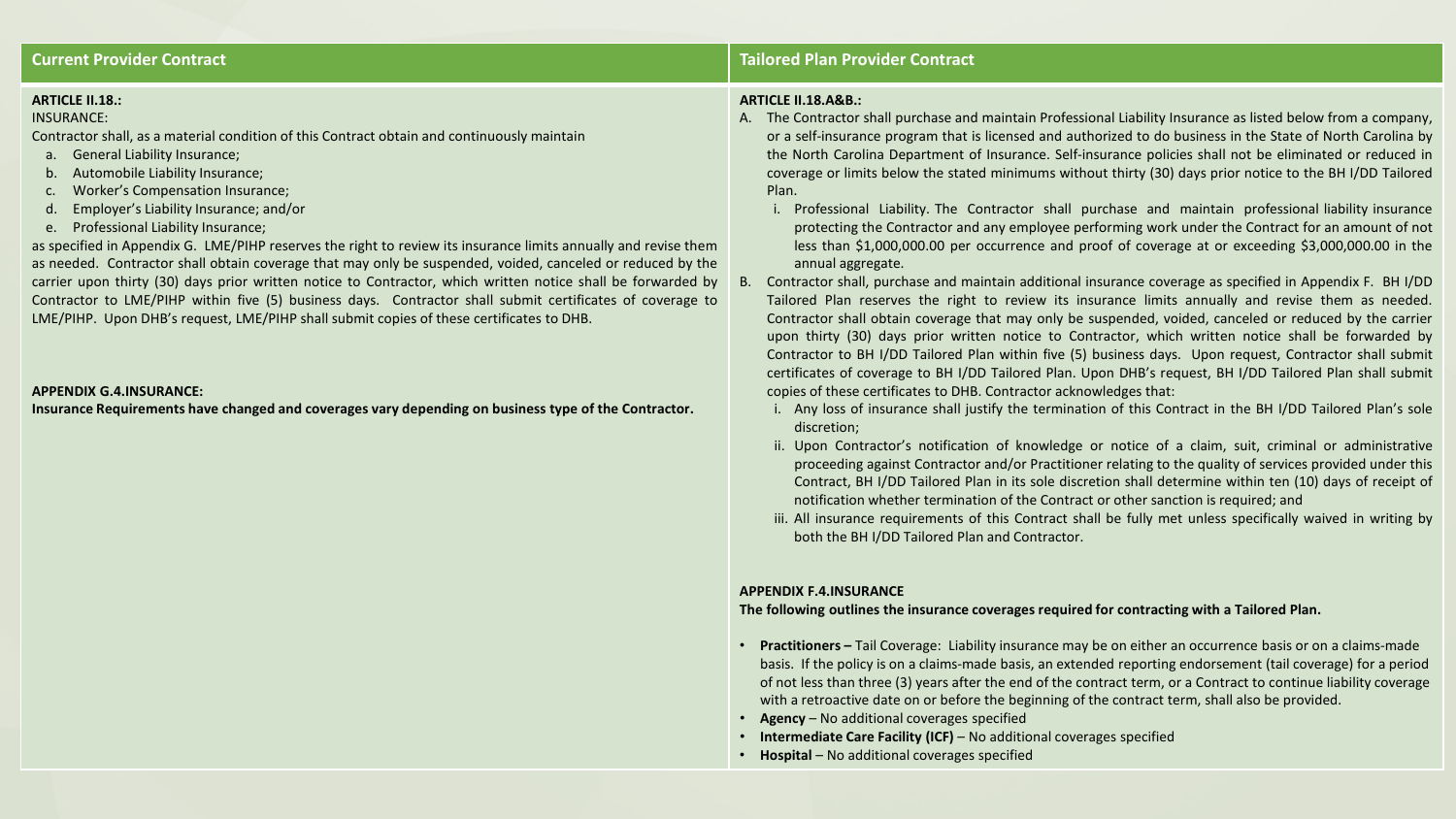## Current Provider Contract

**ARTICLE II.18.:**

INSURANCE:

Contractor shall, as a material condition of this Contract obtain and continuously maintain

a. General Liability Insurance;
b. Automobile Liability Insurance;
c. Worker's Compensation Insurance;
d. Employer's Liability Insurance; and/or
e. Professional Liability Insurance;

as specified in Appendix G. LME/PIHP reserves the right to review its insurance limits annually and revise them as needed. Contractor shall obtain coverage that may only be suspended, voided, canceled or reduced by the carrier upon thirty (30) days prior written notice to Contractor, which written notice shall be forwarded by Contractor to LME/PIHP within five (5) business days. Contractor shall submit certificates of coverage to LME/PIHP. Upon DHB's request, LME/PIHP shall submit copies of these certificates to DHB.

**APPENDIX G.4.INSURANCE:**

**Insurance Requirements have changed and coverages vary depending on business type of the Contractor.**

## Tailored Plan Provider Contract

**ARTICLE II.18.A&B.:**

A. The Contractor shall purchase and maintain Professional Liability Insurance as listed below from a company, or a self-insurance program that is licensed and authorized to do business in the State of North Carolina by the North Carolina Department of Insurance. Self-insurance policies shall not be eliminated or reduced in coverage or limits below the stated minimums without thirty (30) days prior notice to the BH I/DD Tailored Plan.
   i. Professional Liability. The Contractor shall purchase and maintain professional liability insurance protecting the Contractor and any employee performing work under the Contract for an amount of not less than $1,000,000.00 per occurrence and proof of coverage at or exceeding $3,000,000.00 in the annual aggregate.

B. Contractor shall, purchase and maintain additional insurance coverage as specified in Appendix F. BH I/DD Tailored Plan reserves the right to review its insurance limits annually and revise them as needed. Contractor shall obtain coverage that may only be suspended, voided, canceled or reduced by the carrier upon thirty (30) days prior written notice to Contractor, which written notice shall be forwarded by Contractor to BH I/DD Tailored Plan within five (5) business days. Upon request, Contractor shall submit certificates of coverage to BH I/DD Tailored Plan. Upon DHB's request, BH I/DD Tailored Plan shall submit copies of these certificates to DHB. Contractor acknowledges that:
   i. Any loss of insurance shall justify the termination of this Contract in the BH I/DD Tailored Plan's sole discretion;
   ii. Upon Contractor's notification of knowledge or notice of a claim, suit, criminal or administrative proceeding against Contractor and/or Practitioner relating to the quality of services provided under this Contract, BH I/DD Tailored Plan in its sole discretion shall determine within ten (10) days of receipt of notification whether termination of the Contract or other sanction is required; and
   iii. All insurance requirements of this Contract shall be fully met unless specifically waived in writing by both the BH I/DD Tailored Plan and Contractor.

**APPENDIX F.4.INSURANCE**

**The following outlines the insurance coverages required for contracting with a Tailored Plan.**

- **Practitioners –** Tail Coverage: Liability insurance may be on either an occurrence basis or on a claims-made basis. If the policy is on a claims-made basis, an extended reporting endorsement (tail coverage) for a period of not less than three (3) years after the end of the contract term, or a Contract to continue liability coverage with a retroactive date on or before the beginning of the contract term, shall also be provided.
- **Agency** – No additional coverages specified
- **Intermediate Care Facility (ICF)** – No additional coverages specified
- **Hospital** – No additional coverages specified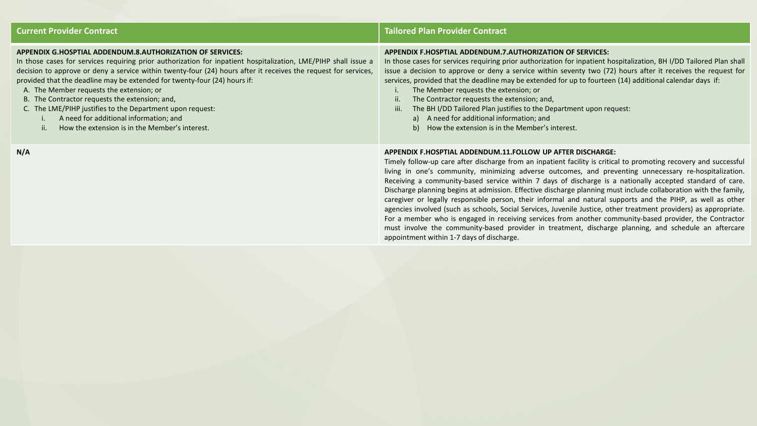| Current Provider Contract | Tailored Plan Provider Contract |
|---|---|
| **APPENDIX G.HOSPTIAL ADDENDUM.8.AUTHORIZATION OF SERVICES:**<br>In those cases for services requiring prior authorization for inpatient hospitalization, LME/PIHP shall issue a decision to approve or deny a service within twenty-four (24) hours after it receives the request for services, provided that the deadline may be extended for twenty-four (24) hours if:<br>A. The Member requests the extension; or<br>B. The Contractor requests the extension; and,<br>C. The LME/PIHP justifies to the Department upon request:<br>i. A need for additional information; and<br>ii. How the extension is in the Member's interest. | **APPENDIX F.HOSPTIAL ADDENDUM.7.AUTHORIZATION OF SERVICES:**<br>In those cases for services requiring prior authorization for inpatient hospitalization, BH I/DD Tailored Plan shall issue a decision to approve or deny a service within seventy two (72) hours after it receives the request for services, provided that the deadline may be extended for up to fourteen (14) additional calendar days if:<br>i. The Member requests the extension; or<br>ii. The Contractor requests the extension; and,<br>iii. The BH I/DD Tailored Plan justifies to the Department upon request:<br>a) A need for additional information; and<br>b) How the extension is in the Member's interest. |
| **N/A** | **APPENDIX F.HOSPTIAL ADDENDUM.11.FOLLOW UP AFTER DISCHARGE:**<br>Timely follow-up care after discharge from an inpatient facility is critical to promoting recovery and successful living in one's community, minimizing adverse outcomes, and preventing unnecessary re-hospitalization. Receiving a community-based service within 7 days of discharge is a nationally accepted standard of care. Discharge planning begins at admission. Effective discharge planning must include collaboration with the family, caregiver or legally responsible person, their informal and natural supports and the PIHP, as well as other agencies involved (such as schools, Social Services, Juvenile Justice, other treatment providers) as appropriate. For a member who is engaged in receiving services from another community-based provider, the Contractor must involve the community-based provider in treatment, discharge planning, and schedule an aftercare appointment within 1-7 days of discharge. |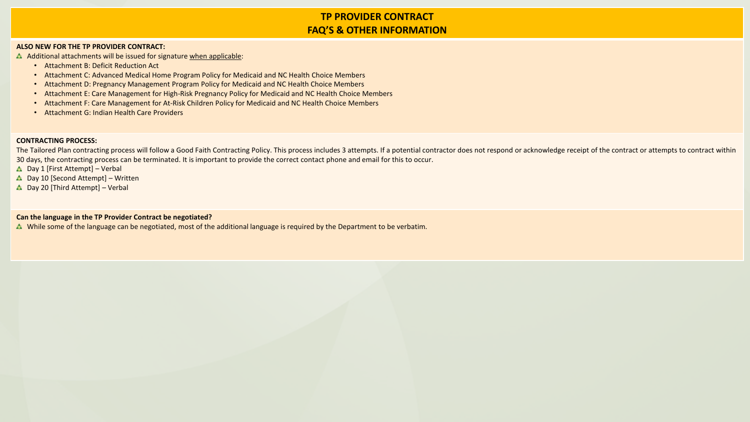# TP PROVIDER CONTRACT
## FAQ'S & OTHER INFORMATION

**ALSO NEW FOR THE TP PROVIDER CONTRACT:**

- Additional attachments will be issued for signature <u>when applicable</u>:
  - Attachment B: Deficit Reduction Act
  - Attachment C: Advanced Medical Home Program Policy for Medicaid and NC Health Choice Members
  - Attachment D: Pregnancy Management Program Policy for Medicaid and NC Health Choice Members
  - Attachment E: Care Management for High-Risk Pregnancy Policy for Medicaid and NC Health Choice Members
  - Attachment F: Care Management for At-Risk Children Policy for Medicaid and NC Health Choice Members
  - Attachment G: Indian Health Care Providers

**CONTRACTING PROCESS:**

The Tailored Plan contracting process will follow a Good Faith Contracting Policy. This process includes 3 attempts. If a potential contractor does not respond or acknowledge receipt of the contract or attempts to contract within 30 days, the contracting process can be terminated. It is important to provide the correct contact phone and email for this to occur.

- Day 1 [First Attempt] – Verbal
- Day 10 [Second Attempt] – Written
- Day 20 [Third Attempt] – Verbal

**Can the language in the TP Provider Contract be negotiated?**

- While some of the language can be negotiated, most of the additional language is required by the Department to be verbatim.